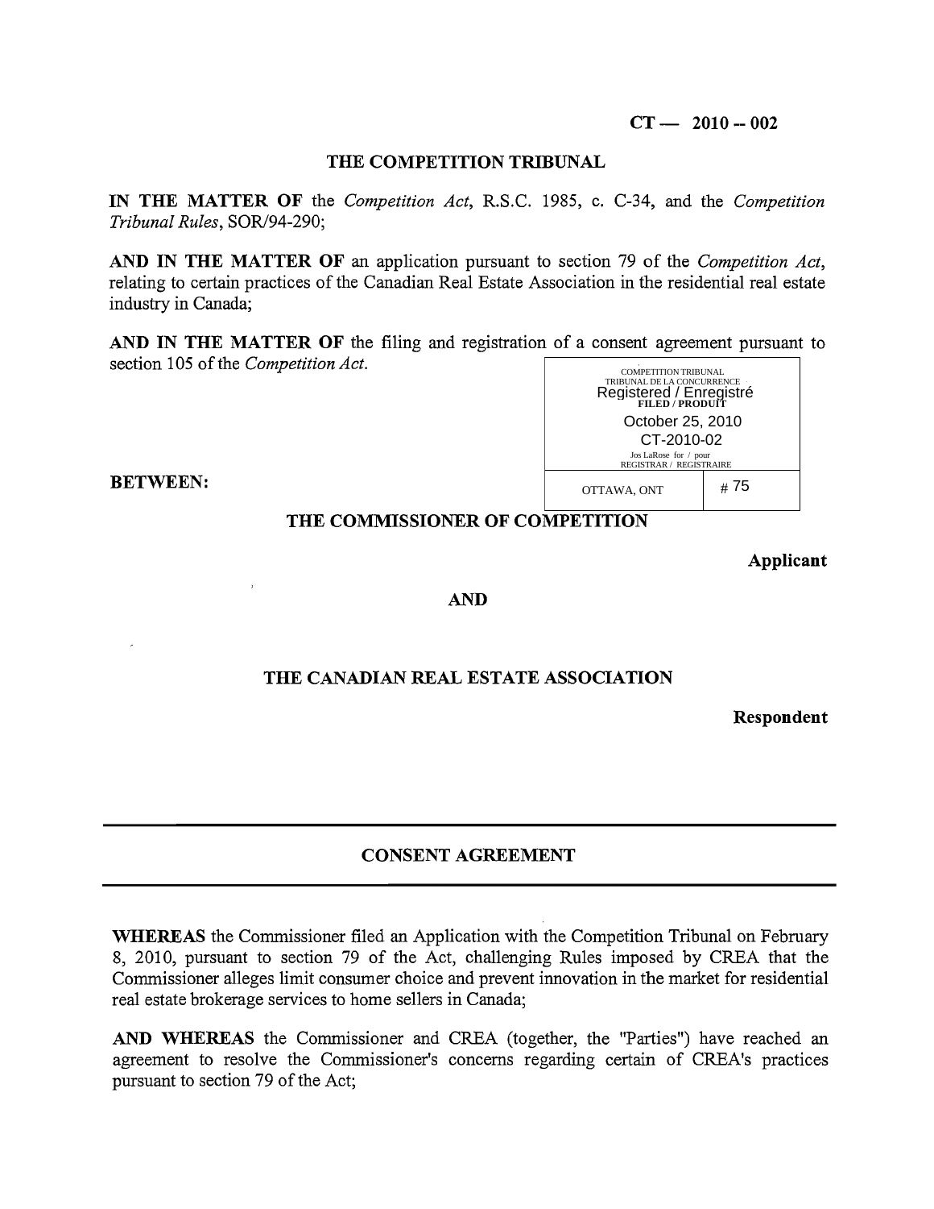**CT — 2010 -- 002**

**THE COMPETITION TRIBUNAL**

**IN THE MATTER OF** the *Competition Act*, R.S.C. 1985, c. C-34, and the *Competition Tribunal Rules*, SOR/94-290;

**AND IN THE MATTER OF** an application pursuant to section 79 of the *Competition Act*, relating to certain practices of the Canadian Real Estate Association in the residential real estate industry in Canada;

**AND IN THE MATTER OF** the filing and registration of a consent agreement pursuant to section 105 of the *Competition Act*.

COMPETITION TRIBUNAL
TRIBUNAL DE LA CONCURRENCE
Registered / Enregistré
FILED / PRODUIT
October 25, 2010
CT-2010-02
Jos LaRose for / pour
REGISTRAR / REGISTRAIRE
OTTAWA, ONT # 75

**BETWEEN:**

**THE COMMISSIONER OF COMPETITION**

**Applicant**

**AND**

**THE CANADIAN REAL ESTATE ASSOCIATION**

**Respondent**

---

**CONSENT AGREEMENT**

---

**WHEREAS** the Commissioner filed an Application with the Competition Tribunal on February 8, 2010, pursuant to section 79 of the Act, challenging Rules imposed by CREA that the Commissioner alleges limit consumer choice and prevent innovation in the market for residential real estate brokerage services to home sellers in Canada;

**AND WHEREAS** the Commissioner and CREA (together, the "Parties") have reached an agreement to resolve the Commissioner's concerns regarding certain of CREA's practices pursuant to section 79 of the Act;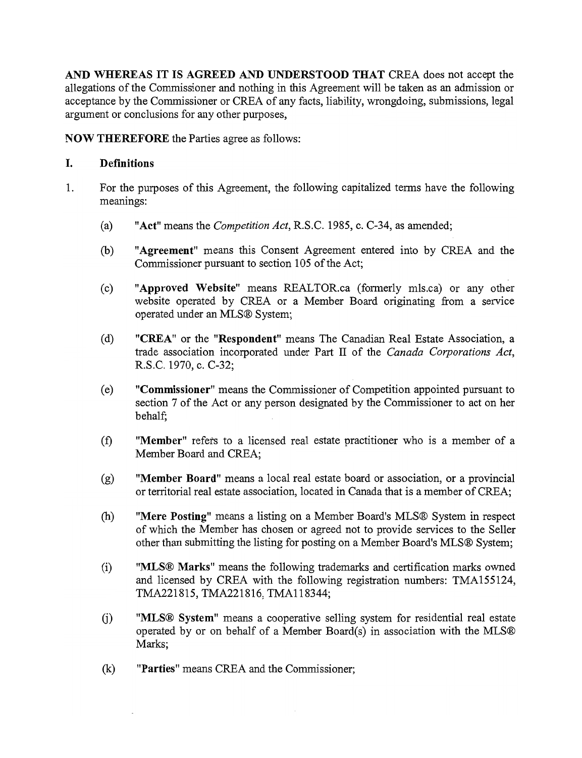**AND WHEREAS IT IS AGREED AND UNDERSTOOD THAT** CREA does not accept the allegations of the Commissioner and nothing in this Agreement will be taken as an admission or acceptance by the Commissioner or CREA of any facts, liability, wrongdoing, submissions, legal argument or conclusions for any other purposes,

**NOW THEREFORE** the Parties agree as follows:

## I. Definitions

1. For the purposes of this Agreement, the following capitalized terms have the following meanings:

   (a) **"Act"** means the *Competition Act*, R.S.C. 1985, c. C-34, as amended;

   (b) **"Agreement"** means this Consent Agreement entered into by CREA and the Commissioner pursuant to section 105 of the Act;

   (c) **"Approved Website"** means REALTOR.ca (formerly mls.ca) or any other website operated by CREA or a Member Board originating from a service operated under an MLS® System;

   (d) **"CREA"** or the **"Respondent"** means The Canadian Real Estate Association, a trade association incorporated under Part II of the *Canada Corporations Act*, R.S.C. 1970, c. C-32;

   (e) **"Commissioner"** means the Commissioner of Competition appointed pursuant to section 7 of the Act or any person designated by the Commissioner to act on her behalf;

   (f) **"Member"** refers to a licensed real estate practitioner who is a member of a Member Board and CREA;

   (g) **"Member Board"** means a local real estate board or association, or a provincial or territorial real estate association, located in Canada that is a member of CREA;

   (h) **"Mere Posting"** means a listing on a Member Board's MLS® System in respect of which the Member has chosen or agreed not to provide services to the Seller other than submitting the listing for posting on a Member Board's MLS® System;

   (i) **"MLS® Marks"** means the following trademarks and certification marks owned and licensed by CREA with the following registration numbers: TMA155124, TMA221815, TMA221816, TMA118344;

   (j) **"MLS® System"** means a cooperative selling system for residential real estate operated by or on behalf of a Member Board(s) in association with the MLS® Marks;

   (k) **"Parties"** means CREA and the Commissioner;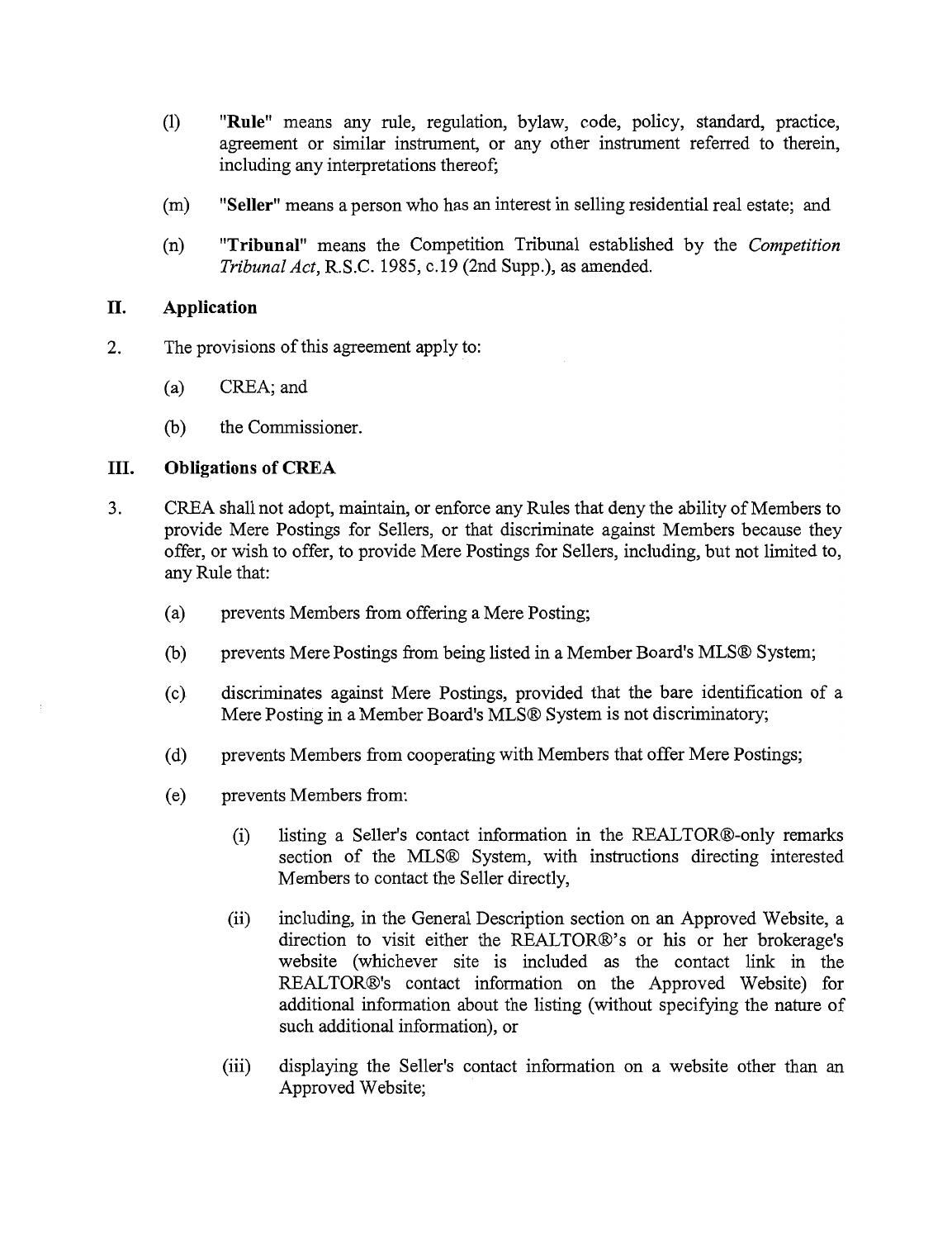(l) **"Rule"** means any rule, regulation, bylaw, code, policy, standard, practice, agreement or similar instrument, or any other instrument referred to therein, including any interpretations thereof;

(m) **"Seller"** means a person who has an interest in selling residential real estate; and

(n) **"Tribunal"** means the Competition Tribunal established by the *Competition Tribunal Act*, R.S.C. 1985, c.19 (2nd Supp.), as amended.

## II. Application

2. The provisions of this agreement apply to:

   (a) CREA; and

   (b) the Commissioner.

## III. Obligations of CREA

3. CREA shall not adopt, maintain, or enforce any Rules that deny the ability of Members to provide Mere Postings for Sellers, or that discriminate against Members because they offer, or wish to offer, to provide Mere Postings for Sellers, including, but not limited to, any Rule that:

   (a) prevents Members from offering a Mere Posting;

   (b) prevents Mere Postings from being listed in a Member Board's MLS® System;

   (c) discriminates against Mere Postings, provided that the bare identification of a Mere Posting in a Member Board's MLS® System is not discriminatory;

   (d) prevents Members from cooperating with Members that offer Mere Postings;

   (e) prevents Members from:

      (i) listing a Seller's contact information in the REALTOR®-only remarks section of the MLS® System, with instructions directing interested Members to contact the Seller directly,

      (ii) including, in the General Description section on an Approved Website, a direction to visit either the REALTOR®'s or his or her brokerage's website (whichever site is included as the contact link in the REALTOR®'s contact information on the Approved Website) for additional information about the listing (without specifying the nature of such additional information), or

      (iii) displaying the Seller's contact information on a website other than an Approved Website;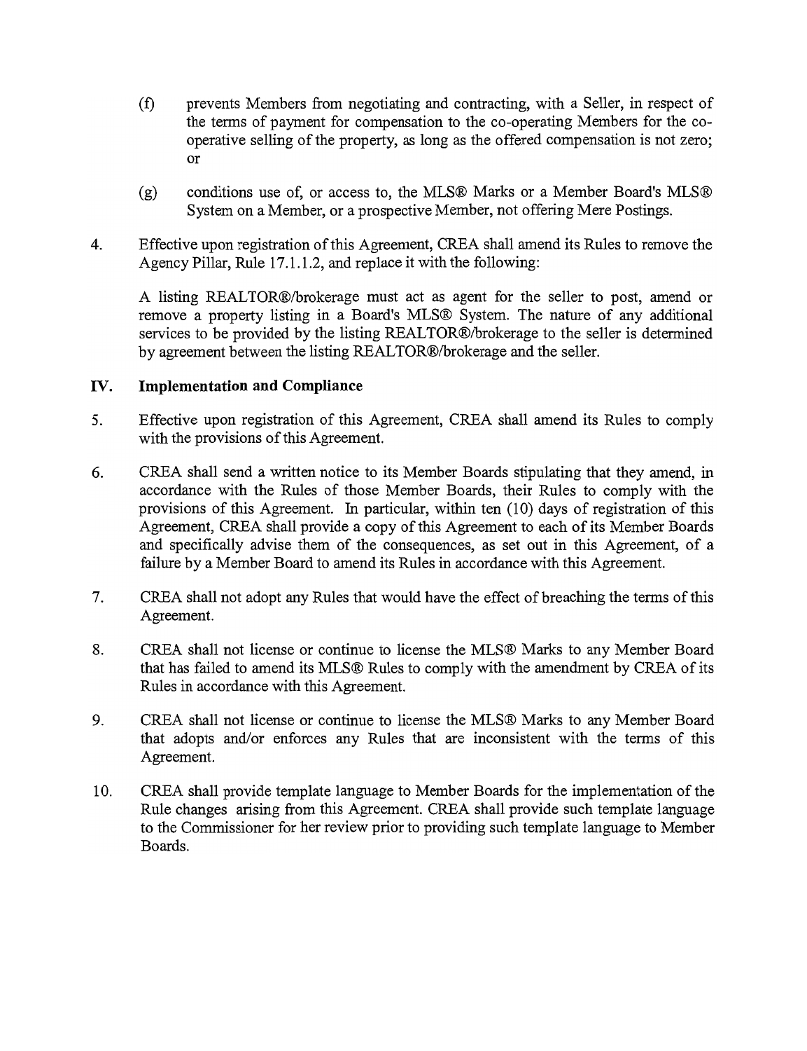(f) prevents Members from negotiating and contracting, with a Seller, in respect of the terms of payment for compensation to the co-operating Members for the co-operative selling of the property, as long as the offered compensation is not zero; or

(g) conditions use of, or access to, the MLS® Marks or a Member Board's MLS® System on a Member, or a prospective Member, not offering Mere Postings.

4. Effective upon registration of this Agreement, CREA shall amend its Rules to remove the Agency Pillar, Rule 17.1.1.2, and replace it with the following:

   A listing REALTOR®/brokerage must act as agent for the seller to post, amend or remove a property listing in a Board's MLS® System. The nature of any additional services to be provided by the listing REALTOR®/brokerage to the seller is determined by agreement between the listing REALTOR®/brokerage and the seller.

## IV. Implementation and Compliance

5. Effective upon registration of this Agreement, CREA shall amend its Rules to comply with the provisions of this Agreement.

6. CREA shall send a written notice to its Member Boards stipulating that they amend, in accordance with the Rules of those Member Boards, their Rules to comply with the provisions of this Agreement. In particular, within ten (10) days of registration of this Agreement, CREA shall provide a copy of this Agreement to each of its Member Boards and specifically advise them of the consequences, as set out in this Agreement, of a failure by a Member Board to amend its Rules in accordance with this Agreement.

7. CREA shall not adopt any Rules that would have the effect of breaching the terms of this Agreement.

8. CREA shall not license or continue to license the MLS® Marks to any Member Board that has failed to amend its MLS® Rules to comply with the amendment by CREA of its Rules in accordance with this Agreement.

9. CREA shall not license or continue to license the MLS® Marks to any Member Board that adopts and/or enforces any Rules that are inconsistent with the terms of this Agreement.

10. CREA shall provide template language to Member Boards for the implementation of the Rule changes arising from this Agreement. CREA shall provide such template language to the Commissioner for her review prior to providing such template language to Member Boards.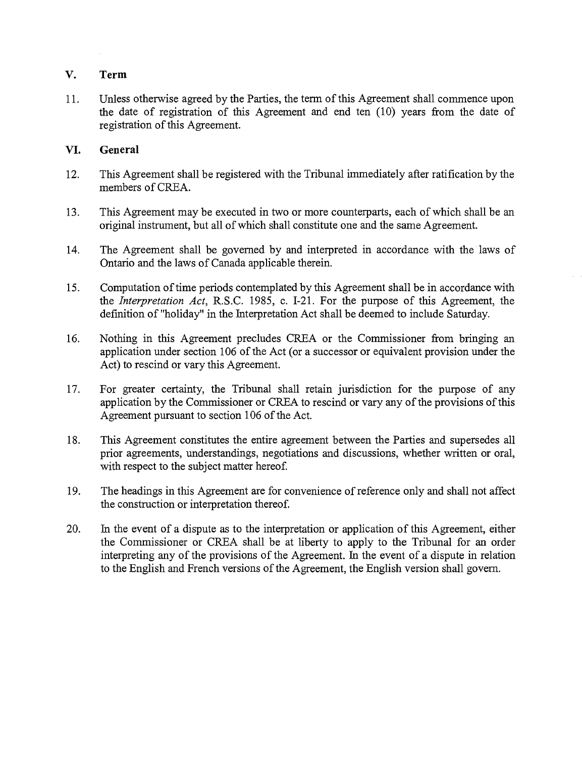## V. Term

11. Unless otherwise agreed by the Parties, the term of this Agreement shall commence upon the date of registration of this Agreement and end ten (10) years from the date of registration of this Agreement.

## VI. General

12. This Agreement shall be registered with the Tribunal immediately after ratification by the members of CREA.

13. This Agreement may be executed in two or more counterparts, each of which shall be an original instrument, but all of which shall constitute one and the same Agreement.

14. The Agreement shall be governed by and interpreted in accordance with the laws of Ontario and the laws of Canada applicable therein.

15. Computation of time periods contemplated by this Agreement shall be in accordance with the *Interpretation Act*, R.S.C. 1985, c. I-21. For the purpose of this Agreement, the definition of "holiday" in the Interpretation Act shall be deemed to include Saturday.

16. Nothing in this Agreement precludes CREA or the Commissioner from bringing an application under section 106 of the Act (or a successor or equivalent provision under the Act) to rescind or vary this Agreement.

17. For greater certainty, the Tribunal shall retain jurisdiction for the purpose of any application by the Commissioner or CREA to rescind or vary any of the provisions of this Agreement pursuant to section 106 of the Act.

18. This Agreement constitutes the entire agreement between the Parties and supersedes all prior agreements, understandings, negotiations and discussions, whether written or oral, with respect to the subject matter hereof.

19. The headings in this Agreement are for convenience of reference only and shall not affect the construction or interpretation thereof.

20. In the event of a dispute as to the interpretation or application of this Agreement, either the Commissioner or CREA shall be at liberty to apply to the Tribunal for an order interpreting any of the provisions of the Agreement. In the event of a dispute in relation to the English and French versions of the Agreement, the English version shall govern.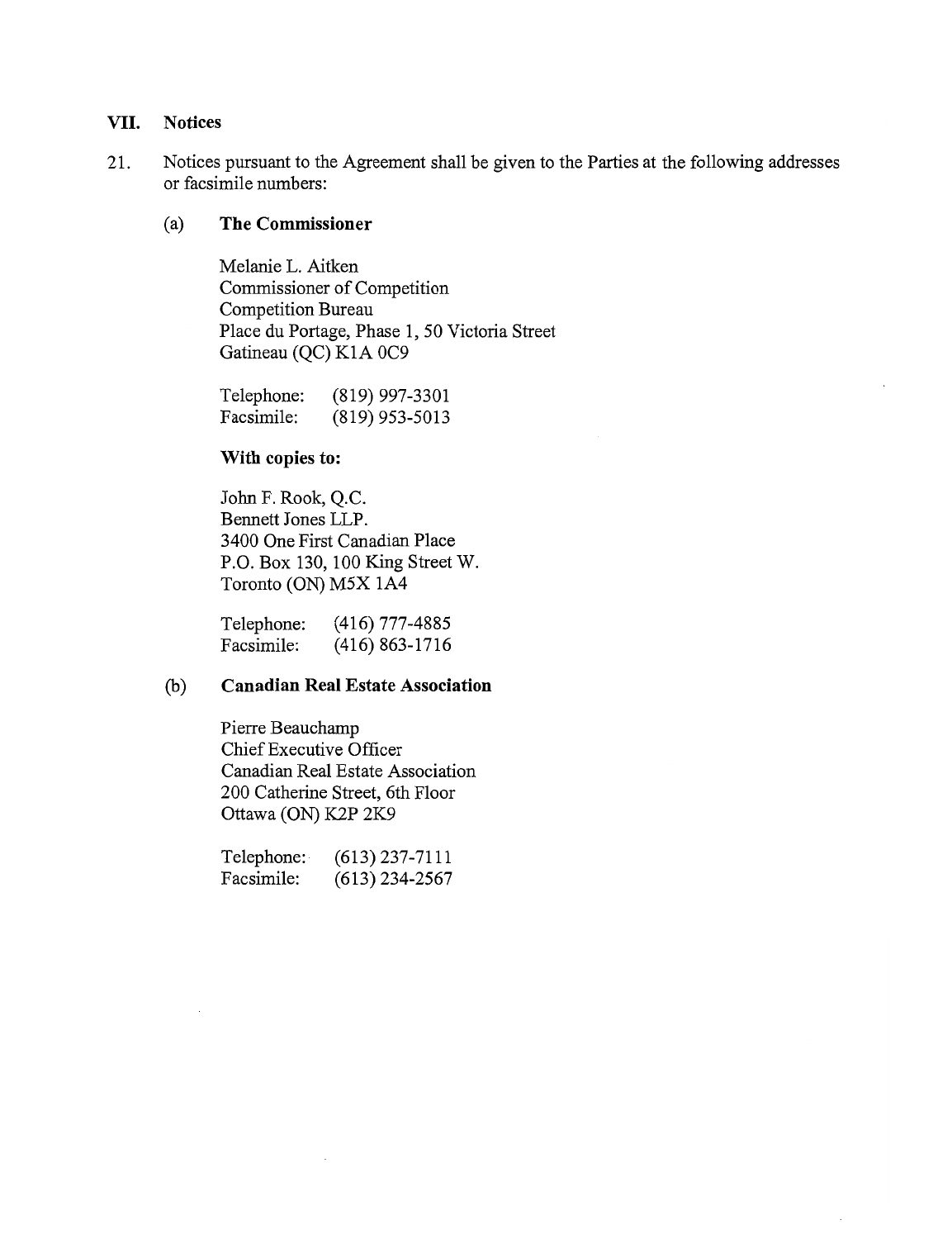## VII. Notices

21. Notices pursuant to the Agreement shall be given to the Parties at the following addresses or facsimile numbers:

   (a) **The Commissioner**

   Melanie L. Aitken
   Commissioner of Competition
   Competition Bureau
   Place du Portage, Phase 1, 50 Victoria Street
   Gatineau (QC) K1A 0C9

   Telephone: (819) 997-3301
   Facsimile: (819) 953-5013

   **With copies to:**

   John F. Rook, Q.C.
   Bennett Jones LLP.
   3400 One First Canadian Place
   P.O. Box 130, 100 King Street W.
   Toronto (ON) M5X 1A4

   Telephone: (416) 777-4885
   Facsimile: (416) 863-1716

   (b) **Canadian Real Estate Association**

   Pierre Beauchamp
   Chief Executive Officer
   Canadian Real Estate Association
   200 Catherine Street, 6th Floor
   Ottawa (ON) K2P 2K9

   Telephone: (613) 237-7111
   Facsimile: (613) 234-2567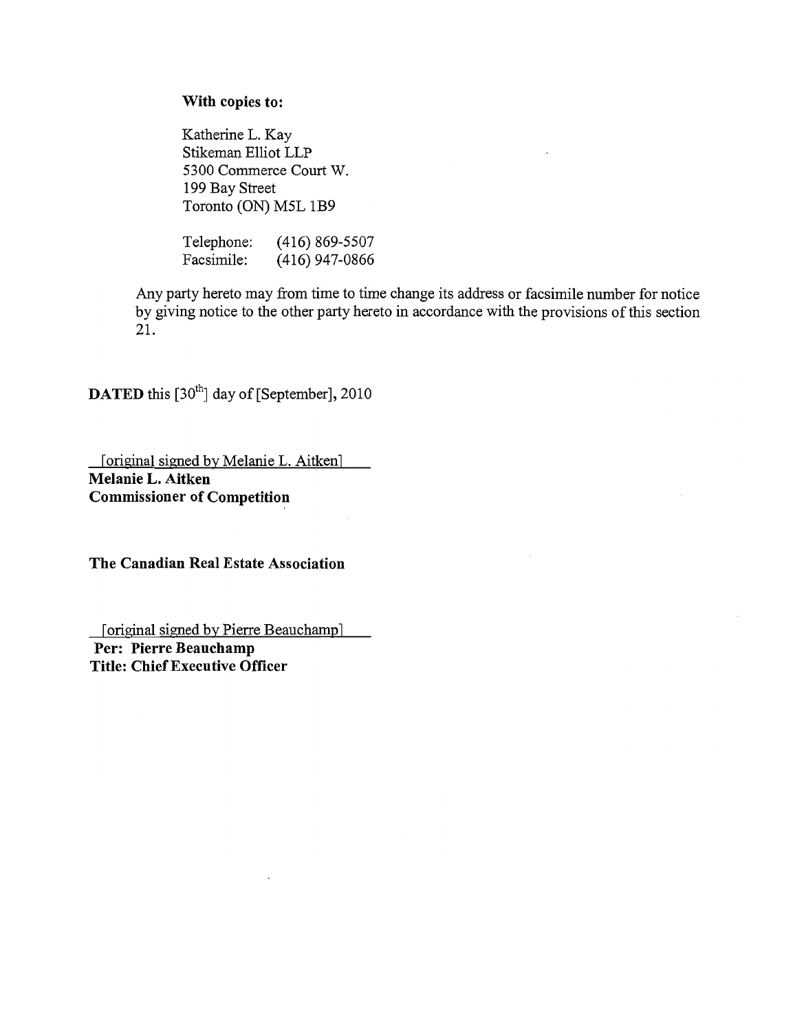**With copies to:**

Katherine L. Kay
Stikeman Elliot LLP
5300 Commerce Court W.
199 Bay Street
Toronto (ON) M5L 1B9

Telephone: (416) 869-5507
Facsimile: (416) 947-0866

Any party hereto may from time to time change its address or facsimile number for notice by giving notice to the other party hereto in accordance with the provisions of this section 21.

**DATED** this [30th] day of [September], 2010

[original signed by Melanie L. Aitken]
**Melanie L. Aitken**
**Commissioner of Competition**

**The Canadian Real Estate Association**

[original signed by Pierre Beauchamp]
**Per: Pierre Beauchamp**
**Title: Chief Executive Officer**